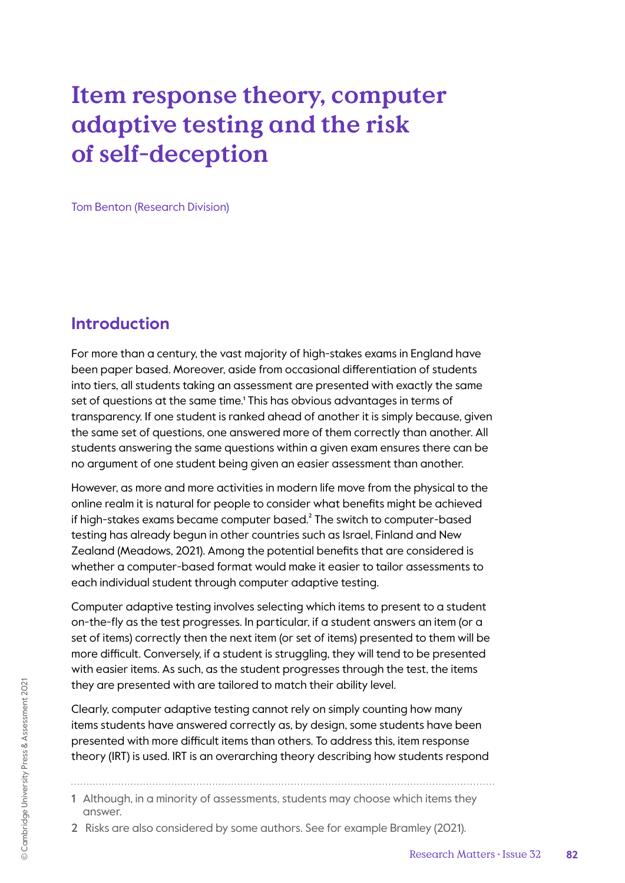# Item response theory, computer adaptive testing and the risk of self-deception

Tom Benton (Research Division)

## Introduction

For more than a century, the vast majority of high-stakes exams in England have been paper based. Moreover, aside from occasional differentiation of students into tiers, all students taking an assessment are presented with exactly the same set of questions at the same time.[1] This has obvious advantages in terms of transparency. If one student is ranked ahead of another it is simply because, given the same set of questions, one answered more of them correctly than another. All students answering the same questions within a given exam ensures there can be no argument of one student being given an easier assessment than another.

However, as more and more activities in modern life move from the physical to the online realm it is natural for people to consider what benefits might be achieved if high-stakes exams became computer based.[2] The switch to computer-based testing has already begun in other countries such as Israel, Finland and New Zealand (Meadows, 2021). Among the potential benefits that are considered is whether a computer-based format would make it easier to tailor assessments to each individual student through computer adaptive testing.

Computer adaptive testing involves selecting which items to present to a student on-the-fly as the test progresses. In particular, if a student answers an item (or a set of items) correctly then the next item (or set of items) presented to them will be more difficult. Conversely, if a student is struggling, they will tend to be presented with easier items. As such, as the student progresses through the test, the items they are presented with are tailored to match their ability level.

Clearly, computer adaptive testing cannot rely on simply counting how many items students have answered correctly as, by design, some students have been presented with more difficult items than others. To address this, item response theory (IRT) is used. IRT is an overarching theory describing how students respond

1 Although, in a minority of assessments, students may choose which items they answer.

2 Risks are also considered by some authors. See for example Bramley (2021).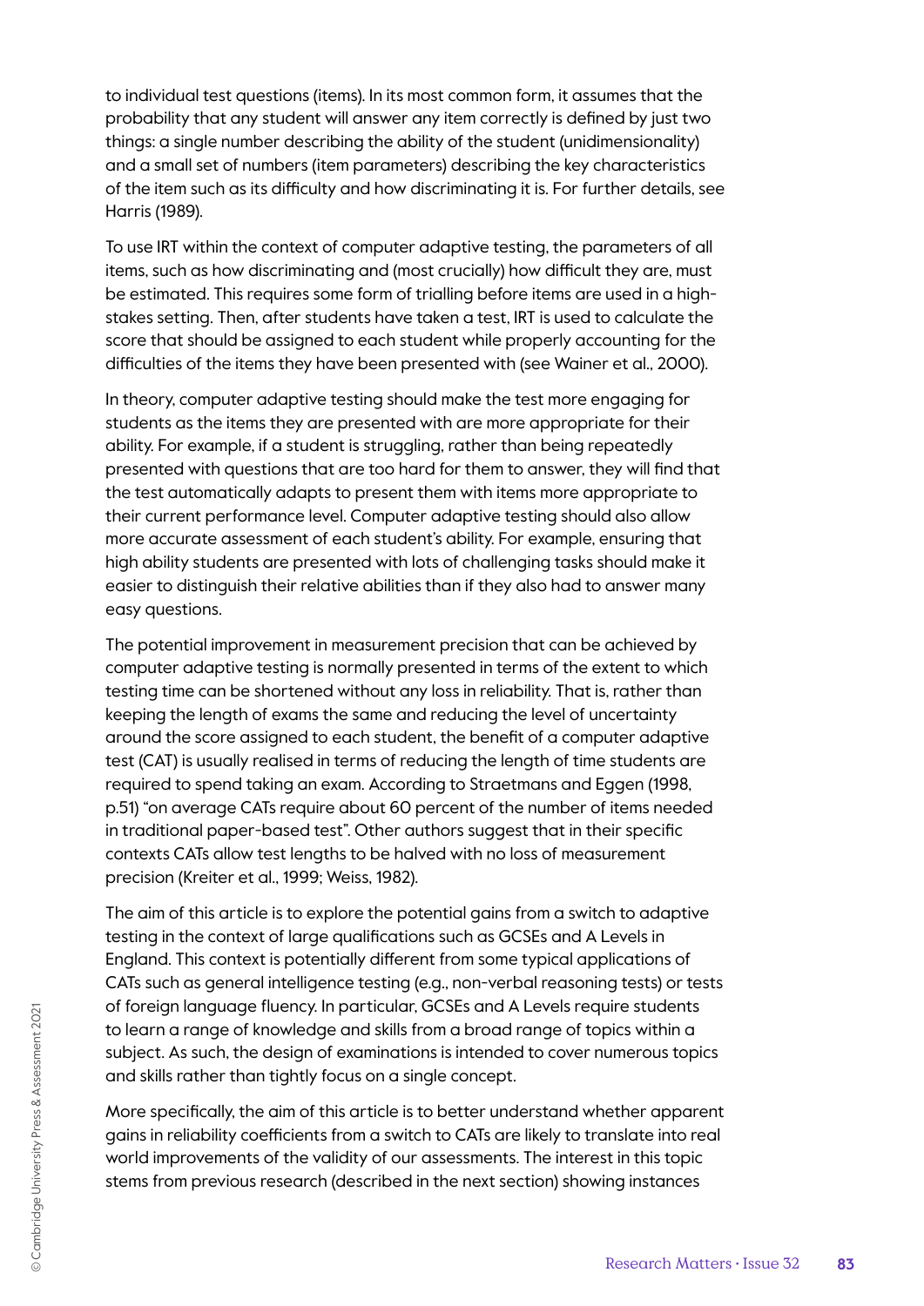to individual test questions (items). In its most common form, it assumes that the probability that any student will answer any item correctly is defined by just two things: a single number describing the ability of the student (unidimensionality) and a small set of numbers (item parameters) describing the key characteristics of the item such as its difficulty and how discriminating it is. For further details, see Harris (1989).

To use IRT within the context of computer adaptive testing, the parameters of all items, such as how discriminating and (most crucially) how difficult they are, must be estimated. This requires some form of trialling before items are used in a high-stakes setting. Then, after students have taken a test, IRT is used to calculate the score that should be assigned to each student while properly accounting for the difficulties of the items they have been presented with (see Wainer et al., 2000).

In theory, computer adaptive testing should make the test more engaging for students as the items they are presented with are more appropriate for their ability. For example, if a student is struggling, rather than being repeatedly presented with questions that are too hard for them to answer, they will find that the test automatically adapts to present them with items more appropriate to their current performance level. Computer adaptive testing should also allow more accurate assessment of each student's ability. For example, ensuring that high ability students are presented with lots of challenging tasks should make it easier to distinguish their relative abilities than if they also had to answer many easy questions.

The potential improvement in measurement precision that can be achieved by computer adaptive testing is normally presented in terms of the extent to which testing time can be shortened without any loss in reliability. That is, rather than keeping the length of exams the same and reducing the level of uncertainty around the score assigned to each student, the benefit of a computer adaptive test (CAT) is usually realised in terms of reducing the length of time students are required to spend taking an exam. According to Straetmans and Eggen (1998, p.51) "on average CATs require about 60 percent of the number of items needed in traditional paper-based test". Other authors suggest that in their specific contexts CATs allow test lengths to be halved with no loss of measurement precision (Kreiter et al., 1999; Weiss, 1982).

The aim of this article is to explore the potential gains from a switch to adaptive testing in the context of large qualifications such as GCSEs and A Levels in England. This context is potentially different from some typical applications of CATs such as general intelligence testing (e.g., non-verbal reasoning tests) or tests of foreign language fluency. In particular, GCSEs and A Levels require students to learn a range of knowledge and skills from a broad range of topics within a subject. As such, the design of examinations is intended to cover numerous topics and skills rather than tightly focus on a single concept.

More specifically, the aim of this article is to better understand whether apparent gains in reliability coefficients from a switch to CATs are likely to translate into real world improvements of the validity of our assessments. The interest in this topic stems from previous research (described in the next section) showing instances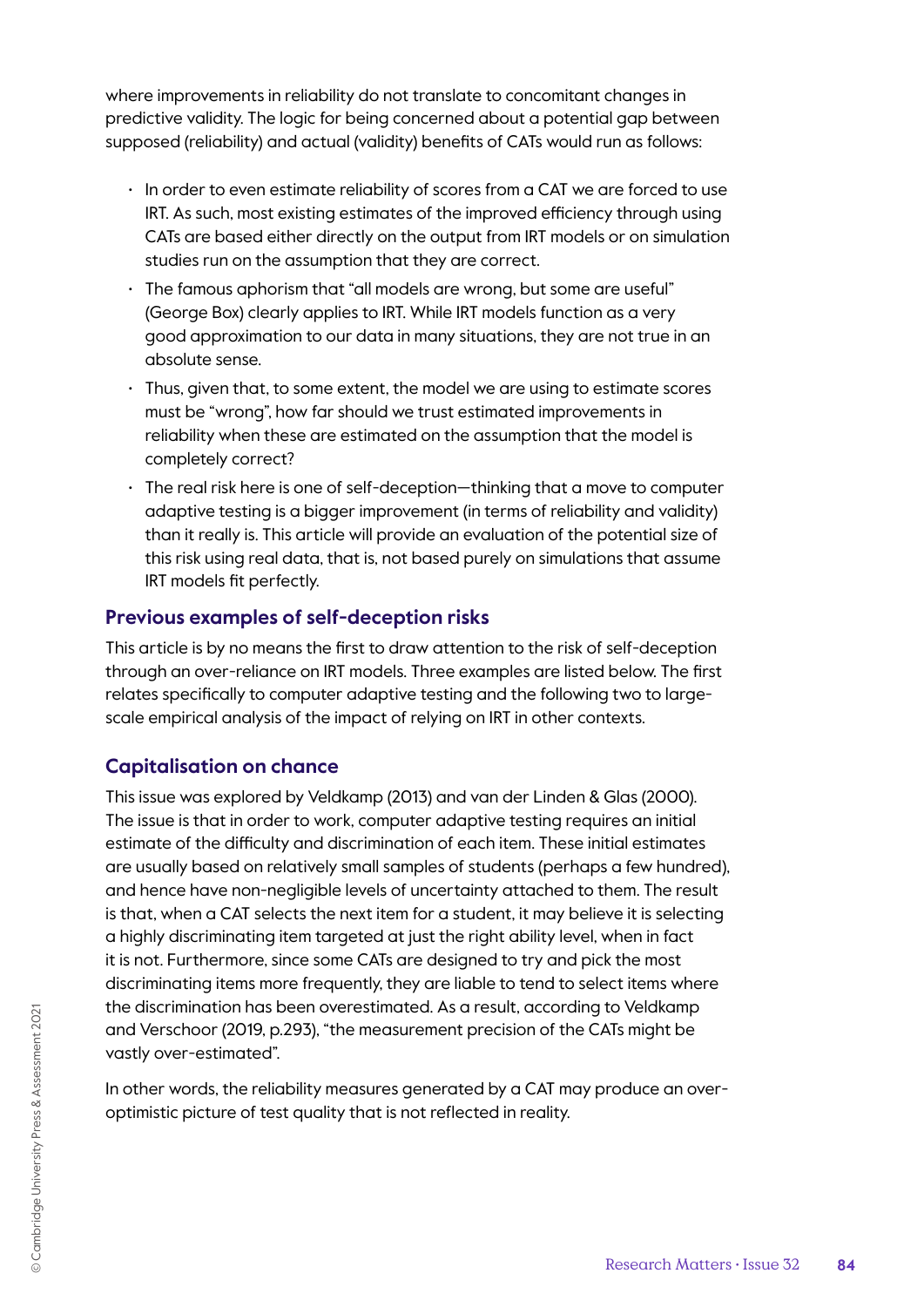where improvements in reliability do not translate to concomitant changes in predictive validity. The logic for being concerned about a potential gap between supposed (reliability) and actual (validity) benefits of CATs would run as follows:

- In order to even estimate reliability of scores from a CAT we are forced to use IRT. As such, most existing estimates of the improved efficiency through using CATs are based either directly on the output from IRT models or on simulation studies run on the assumption that they are correct.
- The famous aphorism that "all models are wrong, but some are useful" (George Box) clearly applies to IRT. While IRT models function as a very good approximation to our data in many situations, they are not true in an absolute sense.
- Thus, given that, to some extent, the model we are using to estimate scores must be "wrong", how far should we trust estimated improvements in reliability when these are estimated on the assumption that the model is completely correct?
- The real risk here is one of self-deception—thinking that a move to computer adaptive testing is a bigger improvement (in terms of reliability and validity) than it really is. This article will provide an evaluation of the potential size of this risk using real data, that is, not based purely on simulations that assume IRT models fit perfectly.

## Previous examples of self-deception risks

This article is by no means the first to draw attention to the risk of self-deception through an over-reliance on IRT models. Three examples are listed below. The first relates specifically to computer adaptive testing and the following two to large-scale empirical analysis of the impact of relying on IRT in other contexts.

## Capitalisation on chance

This issue was explored by Veldkamp (2013) and van der Linden & Glas (2000). The issue is that in order to work, computer adaptive testing requires an initial estimate of the difficulty and discrimination of each item. These initial estimates are usually based on relatively small samples of students (perhaps a few hundred), and hence have non-negligible levels of uncertainty attached to them. The result is that, when a CAT selects the next item for a student, it may believe it is selecting a highly discriminating item targeted at just the right ability level, when in fact it is not. Furthermore, since some CATs are designed to try and pick the most discriminating items more frequently, they are liable to tend to select items where the discrimination has been overestimated. As a result, according to Veldkamp and Verschoor (2019, p.293), "the measurement precision of the CATs might be vastly over-estimated".

In other words, the reliability measures generated by a CAT may produce an over-optimistic picture of test quality that is not reflected in reality.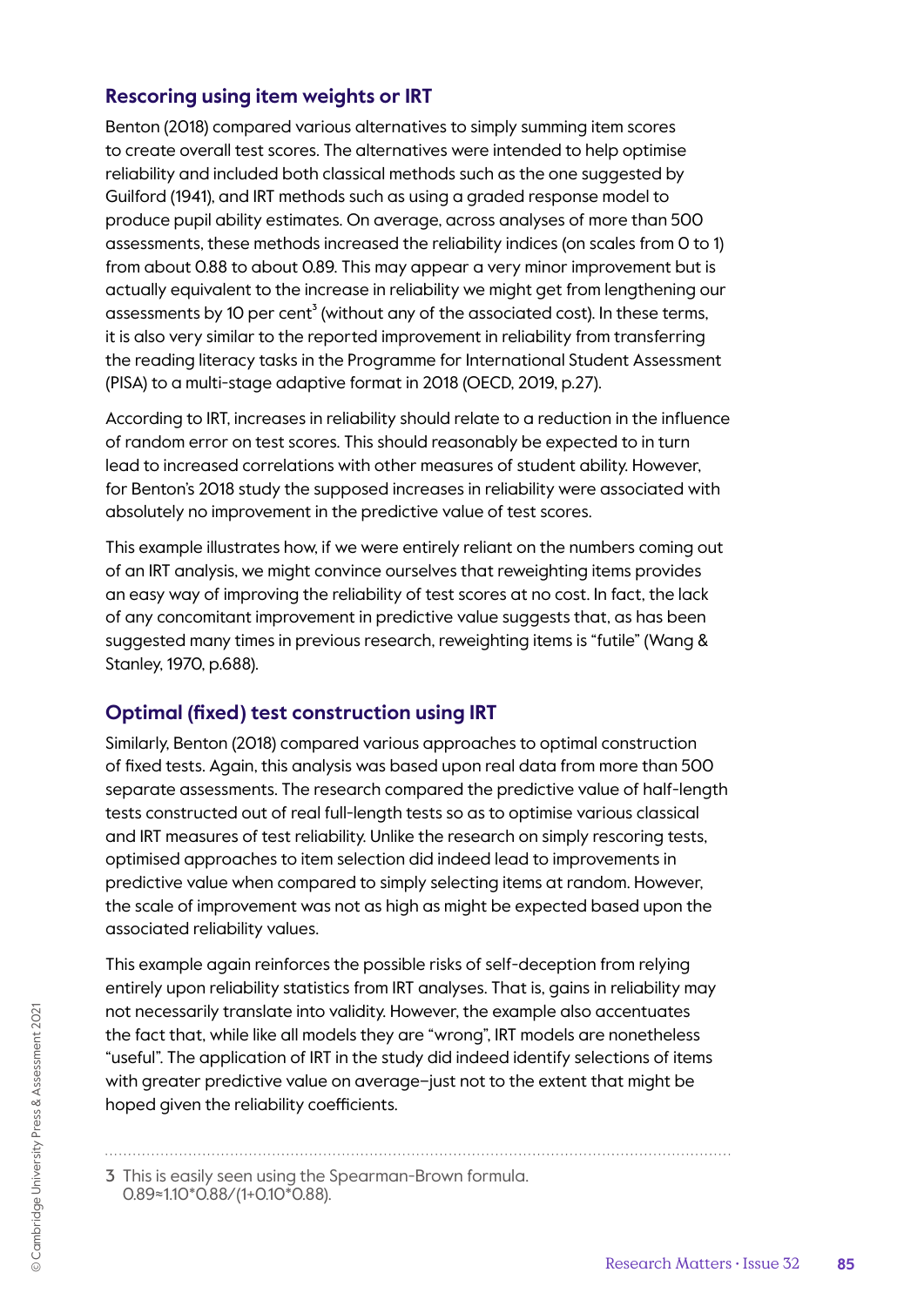## Rescoring using item weights or IRT

Benton (2018) compared various alternatives to simply summing item scores to create overall test scores. The alternatives were intended to help optimise reliability and included both classical methods such as the one suggested by Guilford (1941), and IRT methods such as using a graded response model to produce pupil ability estimates. On average, across analyses of more than 500 assessments, these methods increased the reliability indices (on scales from 0 to 1) from about 0.88 to about 0.89. This may appear a very minor improvement but is actually equivalent to the increase in reliability we might get from lengthening our assessments by 10 per cent[3] (without any of the associated cost). In these terms, it is also very similar to the reported improvement in reliability from transferring the reading literacy tasks in the Programme for International Student Assessment (PISA) to a multi-stage adaptive format in 2018 (OECD, 2019, p.27).

According to IRT, increases in reliability should relate to a reduction in the influence of random error on test scores. This should reasonably be expected to in turn lead to increased correlations with other measures of student ability. However, for Benton's 2018 study the supposed increases in reliability were associated with absolutely no improvement in the predictive value of test scores.

This example illustrates how, if we were entirely reliant on the numbers coming out of an IRT analysis, we might convince ourselves that reweighting items provides an easy way of improving the reliability of test scores at no cost. In fact, the lack of any concomitant improvement in predictive value suggests that, as has been suggested many times in previous research, reweighting items is "futile" (Wang & Stanley, 1970, p.688).

## Optimal (fixed) test construction using IRT

Similarly, Benton (2018) compared various approaches to optimal construction of fixed tests. Again, this analysis was based upon real data from more than 500 separate assessments. The research compared the predictive value of half-length tests constructed out of real full-length tests so as to optimise various classical and IRT measures of test reliability. Unlike the research on simply rescoring tests, optimised approaches to item selection did indeed lead to improvements in predictive value when compared to simply selecting items at random. However, the scale of improvement was not as high as might be expected based upon the associated reliability values.

This example again reinforces the possible risks of self-deception from relying entirely upon reliability statistics from IRT analyses. That is, gains in reliability may not necessarily translate into validity. However, the example also accentuates the fact that, while like all models they are "wrong", IRT models are nonetheless "useful". The application of IRT in the study did indeed identify selections of items with greater predictive value on average–just not to the extent that might be hoped given the reliability coefficients.

---

3 This is easily seen using the Spearman-Brown formula. $0.89 \approx 1.10 * 0.88/(1+0.10 * 0.88)$.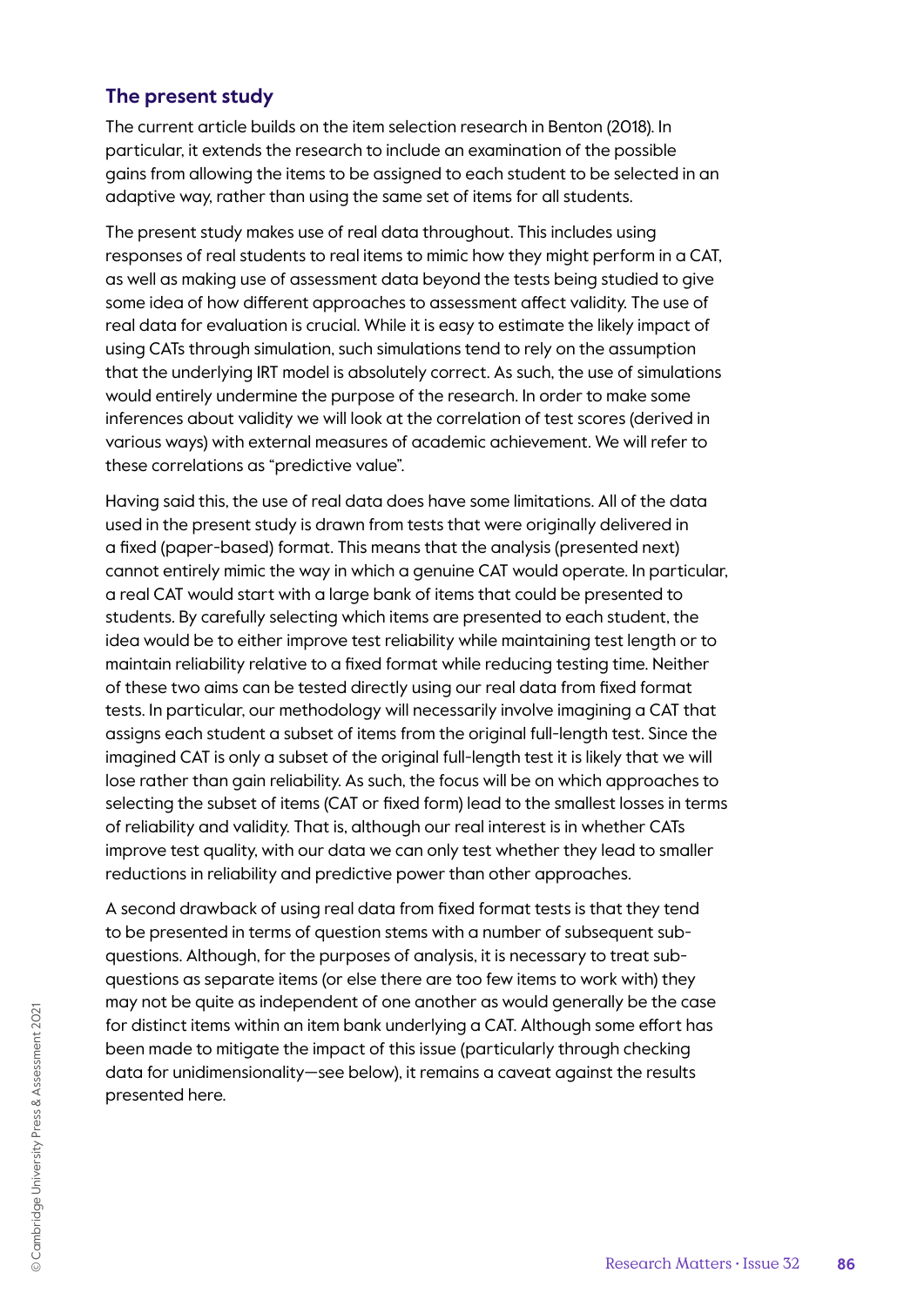## The present study

The current article builds on the item selection research in Benton (2018). In particular, it extends the research to include an examination of the possible gains from allowing the items to be assigned to each student to be selected in an adaptive way, rather than using the same set of items for all students.

The present study makes use of real data throughout. This includes using responses of real students to real items to mimic how they might perform in a CAT, as well as making use of assessment data beyond the tests being studied to give some idea of how different approaches to assessment affect validity. The use of real data for evaluation is crucial. While it is easy to estimate the likely impact of using CATs through simulation, such simulations tend to rely on the assumption that the underlying IRT model is absolutely correct. As such, the use of simulations would entirely undermine the purpose of the research. In order to make some inferences about validity we will look at the correlation of test scores (derived in various ways) with external measures of academic achievement. We will refer to these correlations as "predictive value".

Having said this, the use of real data does have some limitations. All of the data used in the present study is drawn from tests that were originally delivered in a fixed (paper-based) format. This means that the analysis (presented next) cannot entirely mimic the way in which a genuine CAT would operate. In particular, a real CAT would start with a large bank of items that could be presented to students. By carefully selecting which items are presented to each student, the idea would be to either improve test reliability while maintaining test length or to maintain reliability relative to a fixed format while reducing testing time. Neither of these two aims can be tested directly using our real data from fixed format tests. In particular, our methodology will necessarily involve imagining a CAT that assigns each student a subset of items from the original full-length test. Since the imagined CAT is only a subset of the original full-length test it is likely that we will lose rather than gain reliability. As such, the focus will be on which approaches to selecting the subset of items (CAT or fixed form) lead to the smallest losses in terms of reliability and validity. That is, although our real interest is in whether CATs improve test quality, with our data we can only test whether they lead to smaller reductions in reliability and predictive power than other approaches.

A second drawback of using real data from fixed format tests is that they tend to be presented in terms of question stems with a number of subsequent sub-questions. Although, for the purposes of analysis, it is necessary to treat sub-questions as separate items (or else there are too few items to work with) they may not be quite as independent of one another as would generally be the case for distinct items within an item bank underlying a CAT. Although some effort has been made to mitigate the impact of this issue (particularly through checking data for unidimensionality—see below), it remains a caveat against the results presented here.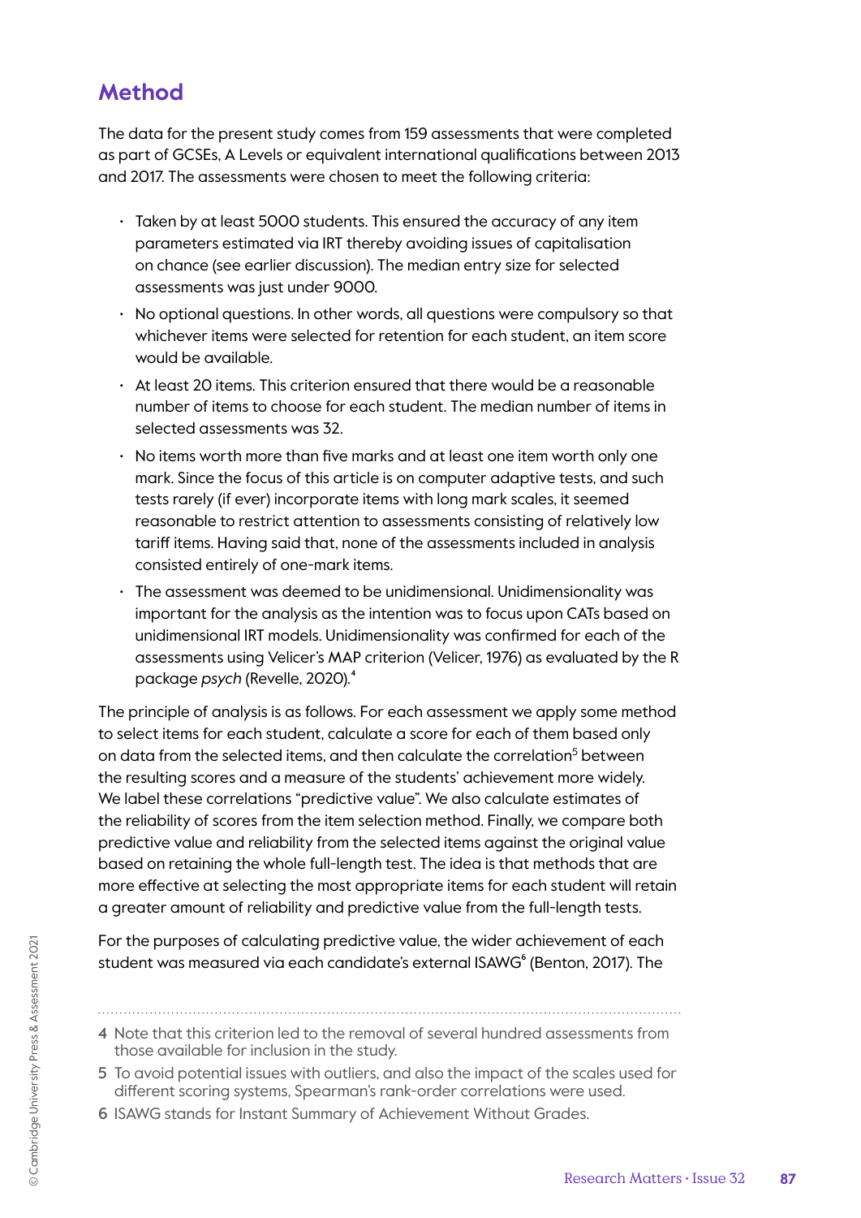## Method

The data for the present study comes from 159 assessments that were completed as part of GCSEs, A Levels or equivalent international qualifications between 2013 and 2017. The assessments were chosen to meet the following criteria:

- Taken by at least 5000 students. This ensured the accuracy of any item parameters estimated via IRT thereby avoiding issues of capitalisation on chance (see earlier discussion). The median entry size for selected assessments was just under 9000.
- No optional questions. In other words, all questions were compulsory so that whichever items were selected for retention for each student, an item score would be available.
- At least 20 items. This criterion ensured that there would be a reasonable number of items to choose for each student. The median number of items in selected assessments was 32.
- No items worth more than five marks and at least one item worth only one mark. Since the focus of this article is on computer adaptive tests, and such tests rarely (if ever) incorporate items with long mark scales, it seemed reasonable to restrict attention to assessments consisting of relatively low tariff items. Having said that, none of the assessments included in analysis consisted entirely of one-mark items.
- The assessment was deemed to be unidimensional. Unidimensionality was important for the analysis as the intention was to focus upon CATs based on unidimensional IRT models. Unidimensionality was confirmed for each of the assessments using Velicer's MAP criterion (Velicer, 1976) as evaluated by the R package *psych* (Revelle, 2020).[4]

The principle of analysis is as follows. For each assessment we apply some method to select items for each student, calculate a score for each of them based only on data from the selected items, and then calculate the correlation[5] between the resulting scores and a measure of the students' achievement more widely. We label these correlations "predictive value". We also calculate estimates of the reliability of scores from the item selection method. Finally, we compare both predictive value and reliability from the selected items against the original value based on retaining the whole full-length test. The idea is that methods that are more effective at selecting the most appropriate items for each student will retain a greater amount of reliability and predictive value from the full-length tests.

For the purposes of calculating predictive value, the wider achievement of each student was measured via each candidate's external ISAWG[6] (Benton, 2017). The

---

4 Note that this criterion led to the removal of several hundred assessments from those available for inclusion in the study.

5 To avoid potential issues with outliers, and also the impact of the scales used for different scoring systems, Spearman's rank-order correlations were used.

6 ISAWG stands for Instant Summary of Achievement Without Grades.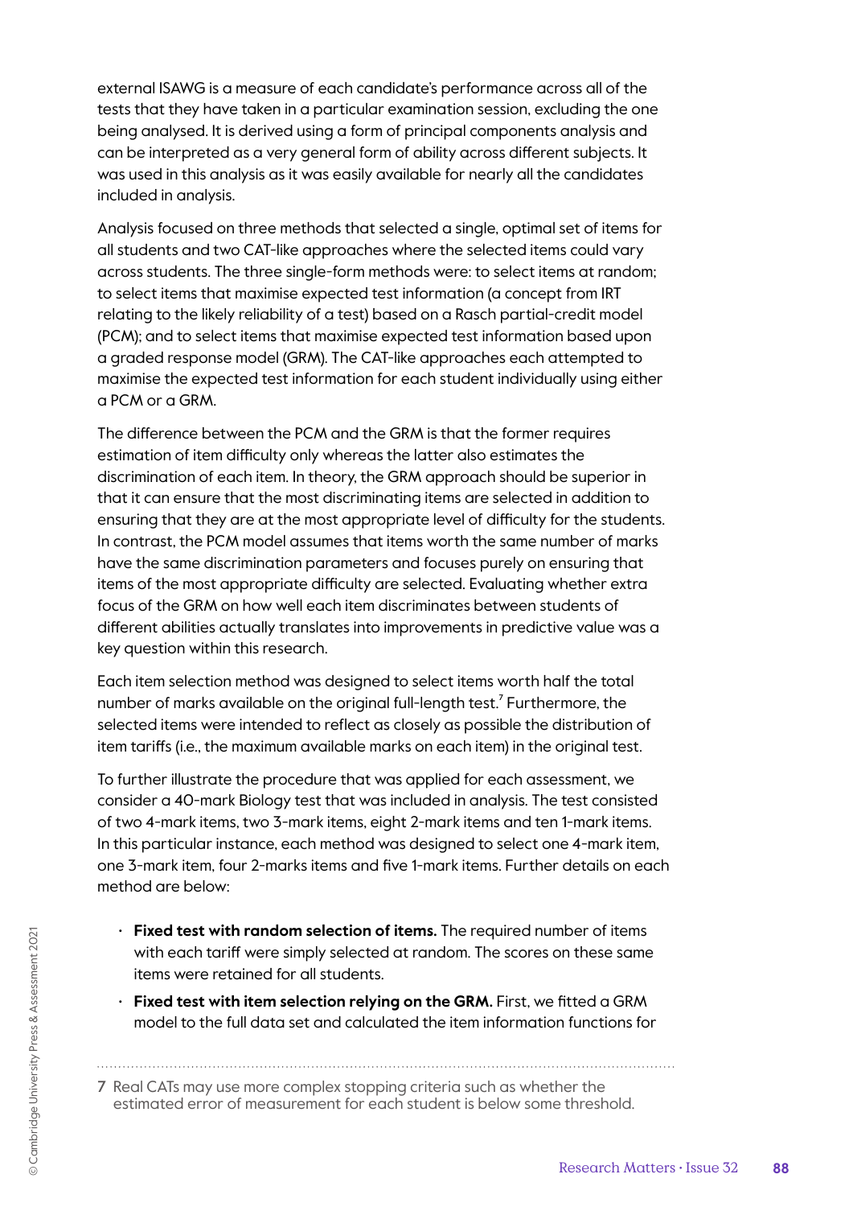external ISAWG is a measure of each candidate's performance across all of the tests that they have taken in a particular examination session, excluding the one being analysed. It is derived using a form of principal components analysis and can be interpreted as a very general form of ability across different subjects. It was used in this analysis as it was easily available for nearly all the candidates included in analysis.

Analysis focused on three methods that selected a single, optimal set of items for all students and two CAT-like approaches where the selected items could vary across students. The three single-form methods were: to select items at random; to select items that maximise expected test information (a concept from IRT relating to the likely reliability of a test) based on a Rasch partial-credit model (PCM); and to select items that maximise expected test information based upon a graded response model (GRM). The CAT-like approaches each attempted to maximise the expected test information for each student individually using either a PCM or a GRM.

The difference between the PCM and the GRM is that the former requires estimation of item difficulty only whereas the latter also estimates the discrimination of each item. In theory, the GRM approach should be superior in that it can ensure that the most discriminating items are selected in addition to ensuring that they are at the most appropriate level of difficulty for the students. In contrast, the PCM model assumes that items worth the same number of marks have the same discrimination parameters and focuses purely on ensuring that items of the most appropriate difficulty are selected. Evaluating whether extra focus of the GRM on how well each item discriminates between students of different abilities actually translates into improvements in predictive value was a key question within this research.

Each item selection method was designed to select items worth half the total number of marks available on the original full-length test.[7] Furthermore, the selected items were intended to reflect as closely as possible the distribution of item tariffs (i.e., the maximum available marks on each item) in the original test.

To further illustrate the procedure that was applied for each assessment, we consider a 40-mark Biology test that was included in analysis. The test consisted of two 4-mark items, two 3-mark items, eight 2-mark items and ten 1-mark items. In this particular instance, each method was designed to select one 4-mark item, one 3-mark item, four 2-marks items and five 1-mark items. Further details on each method are below:

- **Fixed test with random selection of items.** The required number of items with each tariff were simply selected at random. The scores on these same items were retained for all students.
- **Fixed test with item selection relying on the GRM.** First, we fitted a GRM model to the full data set and calculated the item information functions for

7 Real CATs may use more complex stopping criteria such as whether the estimated error of measurement for each student is below some threshold.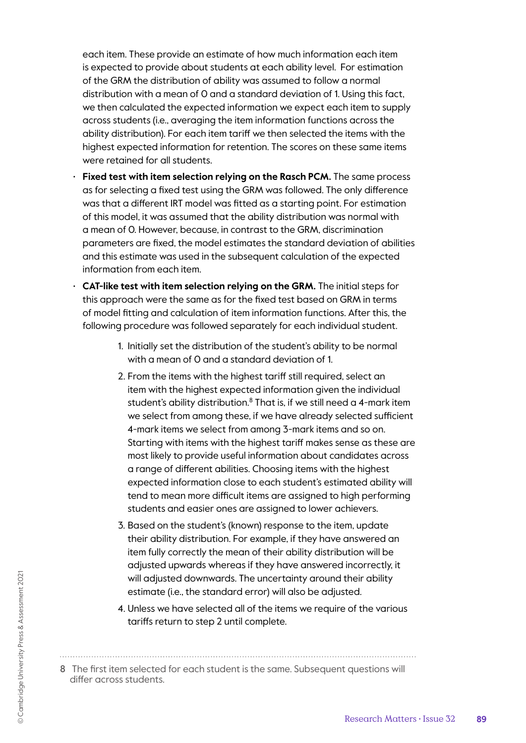each item. These provide an estimate of how much information each item is expected to provide about students at each ability level. For estimation of the GRM the distribution of ability was assumed to follow a normal distribution with a mean of 0 and a standard deviation of 1. Using this fact, we then calculated the expected information we expect each item to supply across students (i.e., averaging the item information functions across the ability distribution). For each item tariff we then selected the items with the highest expected information for retention. The scores on these same items were retained for all students.

- **Fixed test with item selection relying on the Rasch PCM.** The same process as for selecting a fixed test using the GRM was followed. The only difference was that a different IRT model was fitted as a starting point. For estimation of this model, it was assumed that the ability distribution was normal with a mean of 0. However, because, in contrast to the GRM, discrimination parameters are fixed, the model estimates the standard deviation of abilities and this estimate was used in the subsequent calculation of the expected information from each item.
- **CAT-like test with item selection relying on the GRM.** The initial steps for this approach were the same as for the fixed test based on GRM in terms of model fitting and calculation of item information functions. After this, the following procedure was followed separately for each individual student.

  1. Initially set the distribution of the student's ability to be normal with a mean of 0 and a standard deviation of 1.
  2. From the items with the highest tariff still required, select an item with the highest expected information given the individual student's ability distribution.[8] That is, if we still need a 4-mark item we select from among these, if we have already selected sufficient 4-mark items we select from among 3-mark items and so on. Starting with items with the highest tariff makes sense as these are most likely to provide useful information about candidates across a range of different abilities. Choosing items with the highest expected information close to each student's estimated ability will tend to mean more difficult items are assigned to high performing students and easier ones are assigned to lower achievers.
  3. Based on the student's (known) response to the item, update their ability distribution. For example, if they have answered an item fully correctly the mean of their ability distribution will be adjusted upwards whereas if they have answered incorrectly, it will adjusted downwards. The uncertainty around their ability estimate (i.e., the standard error) will also be adjusted.
  4. Unless we have selected all of the items we require of the various tariffs return to step 2 until complete.

---

8 The first item selected for each student is the same. Subsequent questions will differ across students.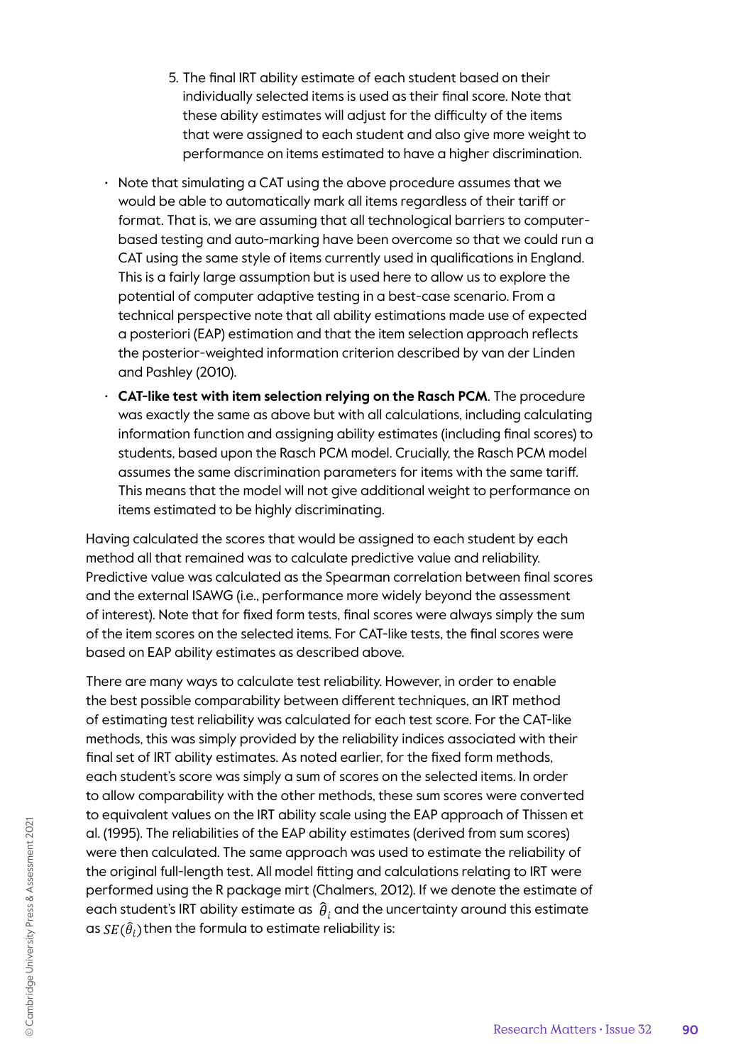5. The final IRT ability estimate of each student based on their individually selected items is used as their final score. Note that these ability estimates will adjust for the difficulty of the items that were assigned to each student and also give more weight to performance on items estimated to have a higher discrimination.

- Note that simulating a CAT using the above procedure assumes that we would be able to automatically mark all items regardless of their tariff or format. That is, we are assuming that all technological barriers to computer-based testing and auto-marking have been overcome so that we could run a CAT using the same style of items currently used in qualifications in England. This is a fairly large assumption but is used here to allow us to explore the potential of computer adaptive testing in a best-case scenario. From a technical perspective note that all ability estimations made use of expected a posteriori (EAP) estimation and that the item selection approach reflects the posterior-weighted information criterion described by van der Linden and Pashley (2010).
- **CAT-like test with item selection relying on the Rasch PCM**. The procedure was exactly the same as above but with all calculations, including calculating information function and assigning ability estimates (including final scores) to students, based upon the Rasch PCM model. Crucially, the Rasch PCM model assumes the same discrimination parameters for items with the same tariff. This means that the model will not give additional weight to performance on items estimated to be highly discriminating.

Having calculated the scores that would be assigned to each student by each method all that remained was to calculate predictive value and reliability. Predictive value was calculated as the Spearman correlation between final scores and the external ISAWG (i.e., performance more widely beyond the assessment of interest). Note that for fixed form tests, final scores were always simply the sum of the item scores on the selected items. For CAT-like tests, the final scores were based on EAP ability estimates as described above.

There are many ways to calculate test reliability. However, in order to enable the best possible comparability between different techniques, an IRT method of estimating test reliability was calculated for each test score. For the CAT-like methods, this was simply provided by the reliability indices associated with their final set of IRT ability estimates. As noted earlier, for the fixed form methods, each student's score was simply a sum of scores on the selected items. In order to allow comparability with the other methods, these sum scores were converted to equivalent values on the IRT ability scale using the EAP approach of Thissen et al. (1995). The reliabilities of the EAP ability estimates (derived from sum scores) were then calculated. The same approach was used to estimate the reliability of the original full-length test. All model fitting and calculations relating to IRT were performed using the R package mirt (Chalmers, 2012). If we denote the estimate of each student's IRT ability estimate as $\hat{\theta}_i$ and the uncertainty around this estimate as $SE(\hat{\theta}_i)$ then the formula to estimate reliability is: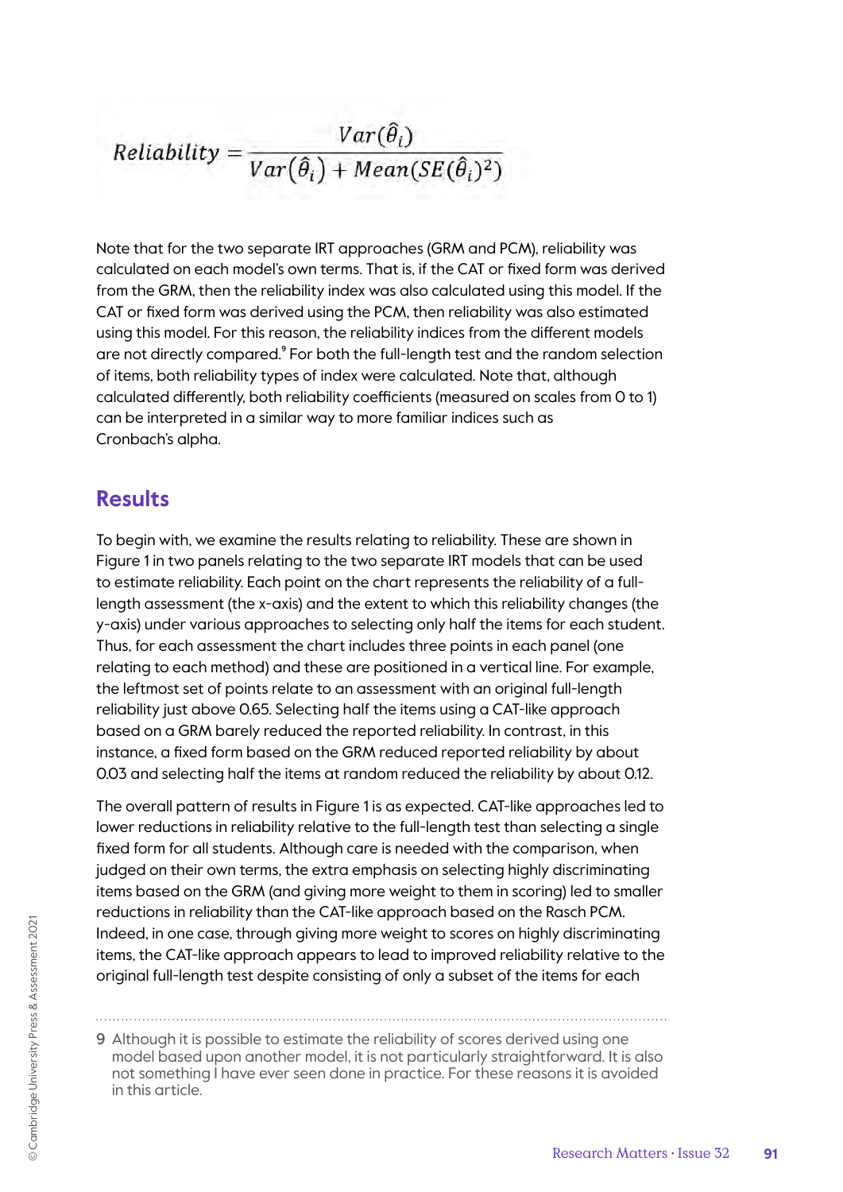$$Reliability = \frac{Var(\hat{\theta}_i)}{Var(\hat{\theta}_i) + Mean(SE(\hat{\theta}_i)^2)}$$

Note that for the two separate IRT approaches (GRM and PCM), reliability was calculated on each model's own terms. That is, if the CAT or fixed form was derived from the GRM, then the reliability index was also calculated using this model. If the CAT or fixed form was derived using the PCM, then reliability was also estimated using this model. For this reason, the reliability indices from the different models are not directly compared.[9] For both the full-length test and the random selection of items, both reliability types of index were calculated. Note that, although calculated differently, both reliability coefficients (measured on scales from 0 to 1) can be interpreted in a similar way to more familiar indices such as Cronbach's alpha.

## Results

To begin with, we examine the results relating to reliability. These are shown in Figure 1 in two panels relating to the two separate IRT models that can be used to estimate reliability. Each point on the chart represents the reliability of a full-length assessment (the x-axis) and the extent to which this reliability changes (the y-axis) under various approaches to selecting only half the items for each student. Thus, for each assessment the chart includes three points in each panel (one relating to each method) and these are positioned in a vertical line. For example, the leftmost set of points relate to an assessment with an original full-length reliability just above 0.65. Selecting half the items using a CAT-like approach based on a GRM barely reduced the reported reliability. In contrast, in this instance, a fixed form based on the GRM reduced reported reliability by about 0.03 and selecting half the items at random reduced the reliability by about 0.12.

The overall pattern of results in Figure 1 is as expected. CAT-like approaches led to lower reductions in reliability relative to the full-length test than selecting a single fixed form for all students. Although care is needed with the comparison, when judged on their own terms, the extra emphasis on selecting highly discriminating items based on the GRM (and giving more weight to them in scoring) led to smaller reductions in reliability than the CAT-like approach based on the Rasch PCM. Indeed, in one case, through giving more weight to scores on highly discriminating items, the CAT-like approach appears to lead to improved reliability relative to the original full-length test despite consisting of only a subset of the items for each

9 Although it is possible to estimate the reliability of scores derived using one model based upon another model, it is not particularly straightforward. It is also not something I have ever seen done in practice. For these reasons it is avoided in this article.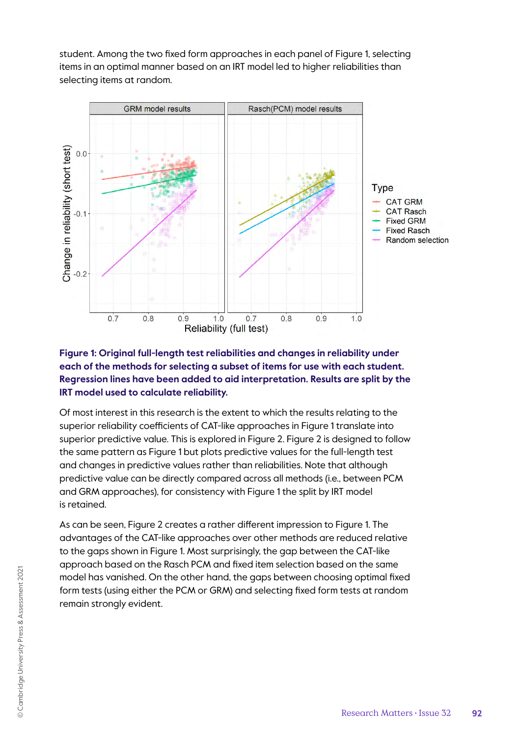student. Among the two fixed form approaches in each panel of Figure 1, selecting items in an optimal manner based on an IRT model led to higher reliabilities than selecting items at random.

GRM model results

Rasch(PCM) model results

Change in reliability (short test)

0.0

-0.1

-0.2

0.7 0.8 0.9 1.0

0.7 0.8 0.9 1.0

Reliability (full test)

Type

CAT GRM

CAT Rasch

Fixed GRM

Fixed Rasch

Random selection

**Figure 1: Original full-length test reliabilities and changes in reliability under each of the methods for selecting a subset of items for use with each student. Regression lines have been added to aid interpretation. Results are split by the IRT model used to calculate reliability.**

Of most interest in this research is the extent to which the results relating to the superior reliability coefficients of CAT-like approaches in Figure 1 translate into superior predictive value. This is explored in Figure 2. Figure 2 is designed to follow the same pattern as Figure 1 but plots predictive values for the full-length test and changes in predictive values rather than reliabilities. Note that although predictive value can be directly compared across all methods (i.e., between PCM and GRM approaches), for consistency with Figure 1 the split by IRT model is retained.

As can be seen, Figure 2 creates a rather different impression to Figure 1. The advantages of the CAT-like approaches over other methods are reduced relative to the gaps shown in Figure 1. Most surprisingly, the gap between the CAT-like approach based on the Rasch PCM and fixed item selection based on the same model has vanished. On the other hand, the gaps between choosing optimal fixed form tests (using either the PCM or GRM) and selecting fixed form tests at random remain strongly evident.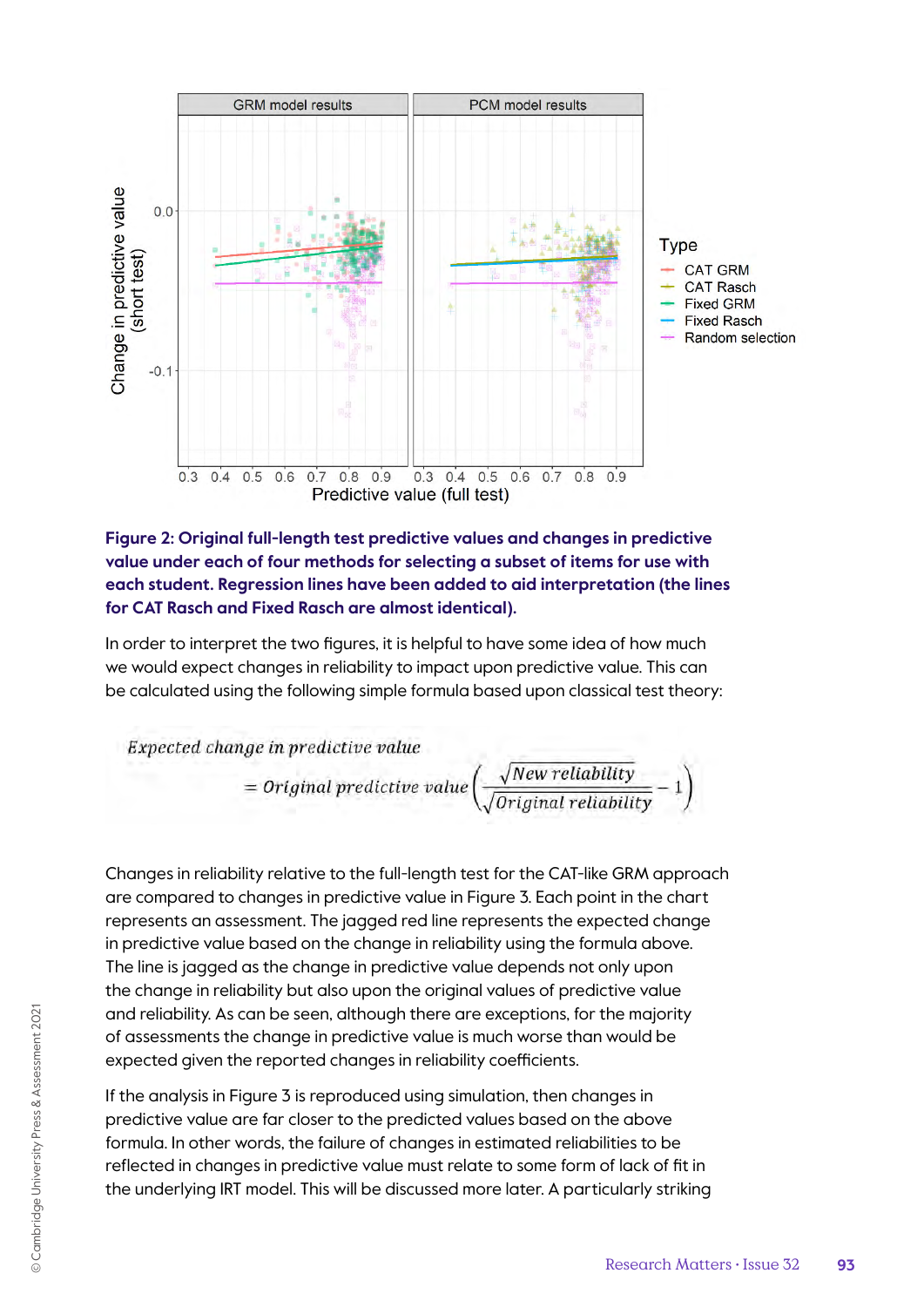GRM model results

PCM model results

Change in predictive value (short test)

0.0

-0.1

0.3 0.4 0.5 0.6 0.7 0.8 0.9

0.3 0.4 0.5 0.6 0.7 0.8 0.9

Predictive value (full test)

Type

CAT GRM

CAT Rasch

Fixed GRM

Fixed Rasch

Random selection

**Figure 2: Original full-length test predictive values and changes in predictive value under each of four methods for selecting a subset of items for use with each student. Regression lines have been added to aid interpretation (the lines for CAT Rasch and Fixed Rasch are almost identical).**

In order to interpret the two figures, it is helpful to have some idea of how much we would expect changes in reliability to impact upon predictive value. This can be calculated using the following simple formula based upon classical test theory:

$$\textit{Expected change in predictive value} = \textit{Original predictive value}\left(\frac{\sqrt{\textit{New reliability}}}{\sqrt{\textit{Original reliability}}} - 1\right)$$

Changes in reliability relative to the full-length test for the CAT-like GRM approach are compared to changes in predictive value in Figure 3. Each point in the chart represents an assessment. The jagged red line represents the expected change in predictive value based on the change in reliability using the formula above. The line is jagged as the change in predictive value depends not only upon the change in reliability but also upon the original values of predictive value and reliability. As can be seen, although there are exceptions, for the majority of assessments the change in predictive value is much worse than would be expected given the reported changes in reliability coefficients.

If the analysis in Figure 3 is reproduced using simulation, then changes in predictive value are far closer to the predicted values based on the above formula. In other words, the failure of changes in estimated reliabilities to be reflected in changes in predictive value must relate to some form of lack of fit in the underlying IRT model. This will be discussed more later. A particularly striking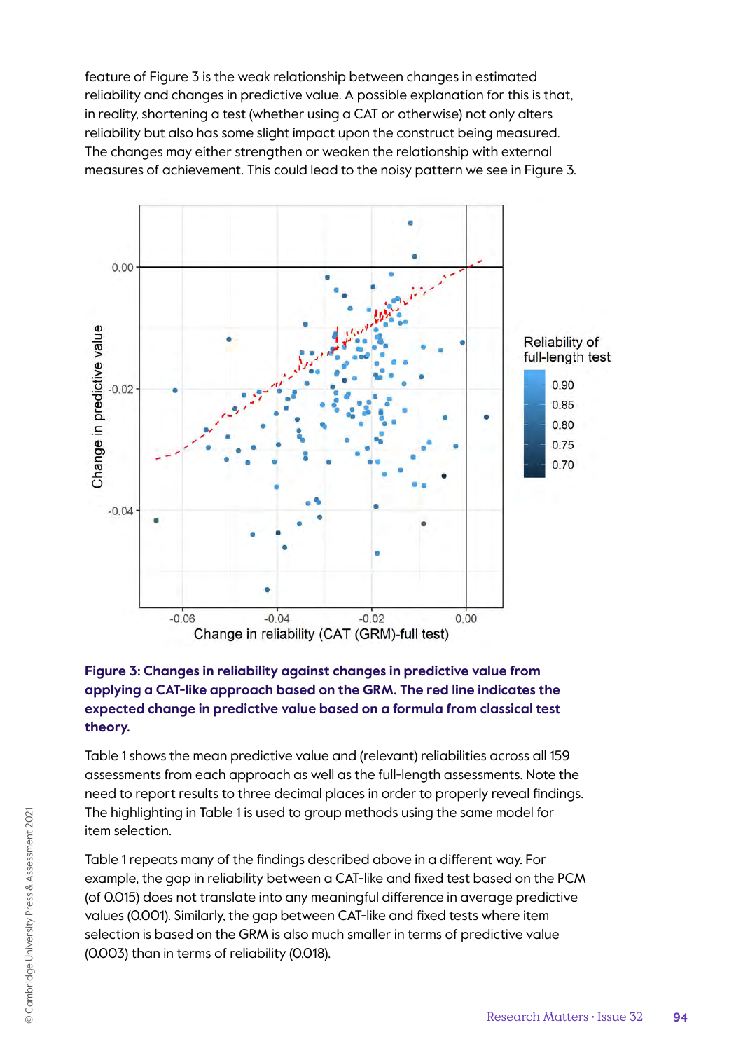feature of Figure 3 is the weak relationship between changes in estimated reliability and changes in predictive value. A possible explanation for this is that, in reality, shortening a test (whether using a CAT or otherwise) not only alters reliability but also has some slight impact upon the construct being measured. The changes may either strengthen or weaken the relationship with external measures of achievement. This could lead to the noisy pattern we see in Figure 3.

Change in predictive value

0.00

-0.02

-0.04

-0.06

-0.04

-0.02

0.00

Change in reliability (CAT (GRM)-full test)

Reliability of full-length test

0.90

0.85

0.80

0.75

0.70

**Figure 3: Changes in reliability against changes in predictive value from applying a CAT-like approach based on the GRM. The red line indicates the expected change in predictive value based on a formula from classical test theory.**

Table 1 shows the mean predictive value and (relevant) reliabilities across all 159 assessments from each approach as well as the full-length assessments. Note the need to report results to three decimal places in order to properly reveal findings. The highlighting in Table 1 is used to group methods using the same model for item selection.

Table 1 repeats many of the findings described above in a different way. For example, the gap in reliability between a CAT-like and fixed test based on the PCM (of 0.015) does not translate into any meaningful difference in average predictive values (0.001). Similarly, the gap between CAT-like and fixed tests where item selection is based on the GRM is also much smaller in terms of predictive value (0.003) than in terms of reliability (0.018).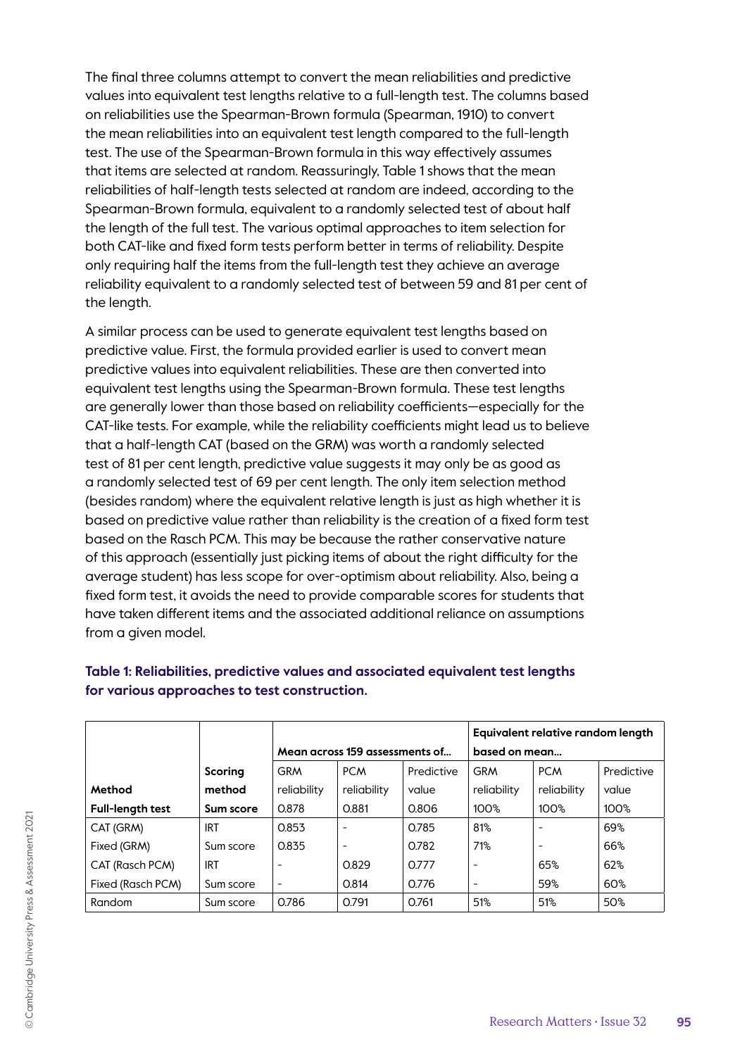The final three columns attempt to convert the mean reliabilities and predictive values into equivalent test lengths relative to a full-length test. The columns based on reliabilities use the Spearman-Brown formula (Spearman, 1910) to convert the mean reliabilities into an equivalent test length compared to the full-length test. The use of the Spearman-Brown formula in this way effectively assumes that items are selected at random. Reassuringly, Table 1 shows that the mean reliabilities of half-length tests selected at random are indeed, according to the Spearman-Brown formula, equivalent to a randomly selected test of about half the length of the full test. The various optimal approaches to item selection for both CAT-like and fixed form tests perform better in terms of reliability. Despite only requiring half the items from the full-length test they achieve an average reliability equivalent to a randomly selected test of between 59 and 81 per cent of the length.

A similar process can be used to generate equivalent test lengths based on predictive value. First, the formula provided earlier is used to convert mean predictive values into equivalent reliabilities. These are then converted into equivalent test lengths using the Spearman-Brown formula. These test lengths are generally lower than those based on reliability coefficients—especially for the CAT-like tests. For example, while the reliability coefficients might lead us to believe that a half-length CAT (based on the GRM) was worth a randomly selected test of 81 per cent length, predictive value suggests it may only be as good as a randomly selected test of 69 per cent length. The only item selection method (besides random) where the equivalent relative length is just as high whether it is based on predictive value rather than reliability is the creation of a fixed form test based on the Rasch PCM. This may be because the rather conservative nature of this approach (essentially just picking items of about the right difficulty for the average student) has less scope for over-optimism about reliability. Also, being a fixed form test, it avoids the need to provide comparable scores for students that have taken different items and the associated additional reliance on assumptions from a given model.

**Table 1: Reliabilities, predictive values and associated equivalent test lengths for various approaches to test construction.**

| | | Mean across 159 assessments of... | | | Equivalent relative random length based on mean... | | |
|---|---|---|---|---|---|---|---|
| **Method** | **Scoring method** | GRM reliability | PCM reliability | Predictive value | GRM reliability | PCM reliability | Predictive value |
| **Full-length test** | **Sum score** | 0.878 | 0.881 | 0.806 | 100% | 100% | 100% |
| CAT (GRM) | IRT | 0.853 | - | 0.785 | 81% | - | 69% |
| Fixed (GRM) | Sum score | 0.835 | - | 0.782 | 71% | - | 66% |
| CAT (Rasch PCM) | IRT | - | 0.829 | 0.777 | - | 65% | 62% |
| Fixed (Rasch PCM) | Sum score | - | 0.814 | 0.776 | - | 59% | 60% |
| Random | Sum score | 0.786 | 0.791 | 0.761 | 51% | 51% | 50% |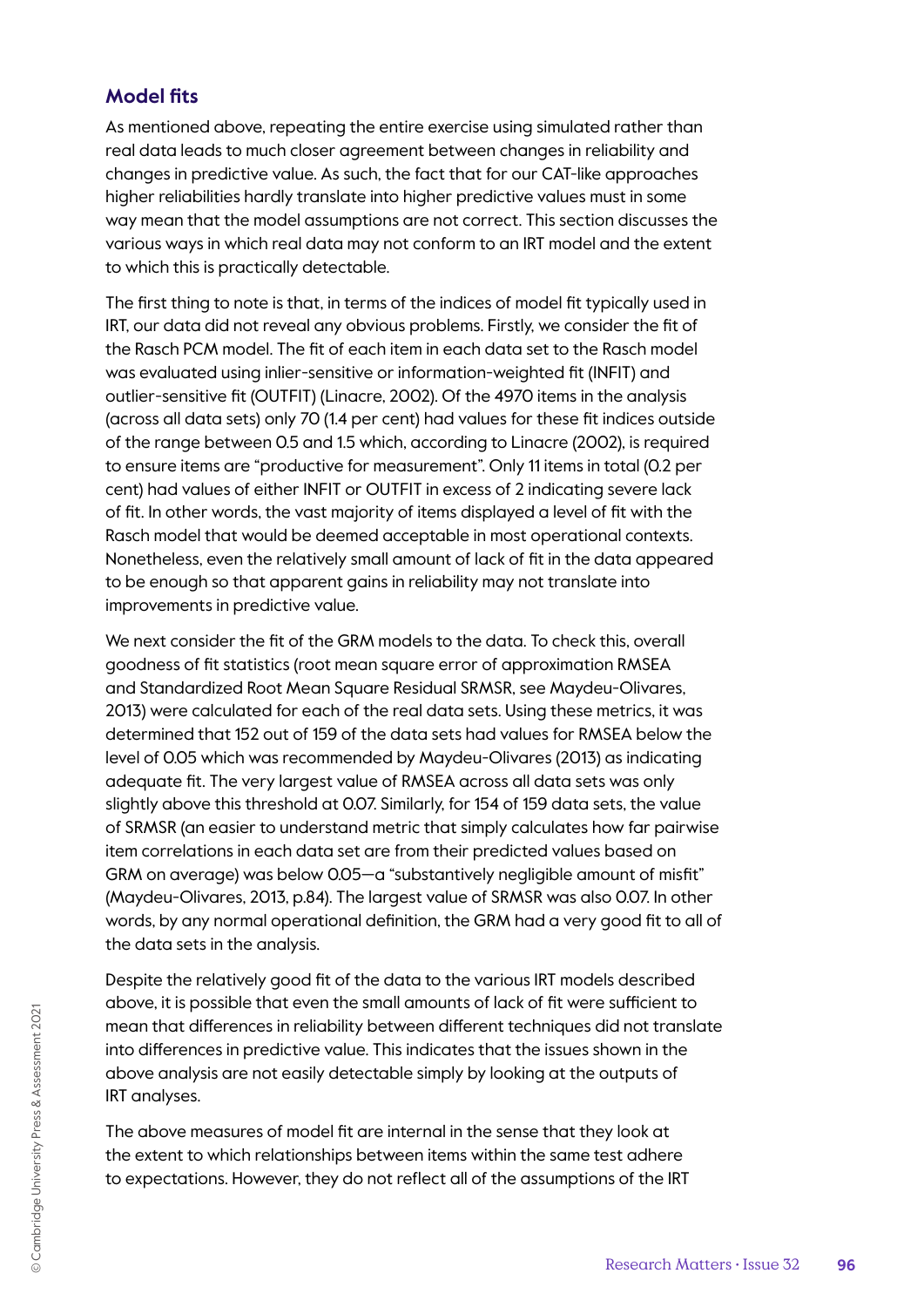### Model fits

As mentioned above, repeating the entire exercise using simulated rather than real data leads to much closer agreement between changes in reliability and changes in predictive value. As such, the fact that for our CAT-like approaches higher reliabilities hardly translate into higher predictive values must in some way mean that the model assumptions are not correct. This section discusses the various ways in which real data may not conform to an IRT model and the extent to which this is practically detectable.

The first thing to note is that, in terms of the indices of model fit typically used in IRT, our data did not reveal any obvious problems. Firstly, we consider the fit of the Rasch PCM model. The fit of each item in each data set to the Rasch model was evaluated using inlier-sensitive or information-weighted fit (INFIT) and outlier-sensitive fit (OUTFIT) (Linacre, 2002). Of the 4970 items in the analysis (across all data sets) only 70 (1.4 per cent) had values for these fit indices outside of the range between 0.5 and 1.5 which, according to Linacre (2002), is required to ensure items are "productive for measurement". Only 11 items in total (0.2 per cent) had values of either INFIT or OUTFIT in excess of 2 indicating severe lack of fit. In other words, the vast majority of items displayed a level of fit with the Rasch model that would be deemed acceptable in most operational contexts. Nonetheless, even the relatively small amount of lack of fit in the data appeared to be enough so that apparent gains in reliability may not translate into improvements in predictive value.

We next consider the fit of the GRM models to the data. To check this, overall goodness of fit statistics (root mean square error of approximation RMSEA and Standardized Root Mean Square Residual SRMSR, see Maydeu-Olivares, 2013) were calculated for each of the real data sets. Using these metrics, it was determined that 152 out of 159 of the data sets had values for RMSEA below the level of 0.05 which was recommended by Maydeu-Olivares (2013) as indicating adequate fit. The very largest value of RMSEA across all data sets was only slightly above this threshold at 0.07. Similarly, for 154 of 159 data sets, the value of SRMSR (an easier to understand metric that simply calculates how far pairwise item correlations in each data set are from their predicted values based on GRM on average) was below 0.05—a "substantively negligible amount of misfit" (Maydeu-Olivares, 2013, p.84). The largest value of SRMSR was also 0.07. In other words, by any normal operational definition, the GRM had a very good fit to all of the data sets in the analysis.

Despite the relatively good fit of the data to the various IRT models described above, it is possible that even the small amounts of lack of fit were sufficient to mean that differences in reliability between different techniques did not translate into differences in predictive value. This indicates that the issues shown in the above analysis are not easily detectable simply by looking at the outputs of IRT analyses.

The above measures of model fit are internal in the sense that they look at the extent to which relationships between items within the same test adhere to expectations. However, they do not reflect all of the assumptions of the IRT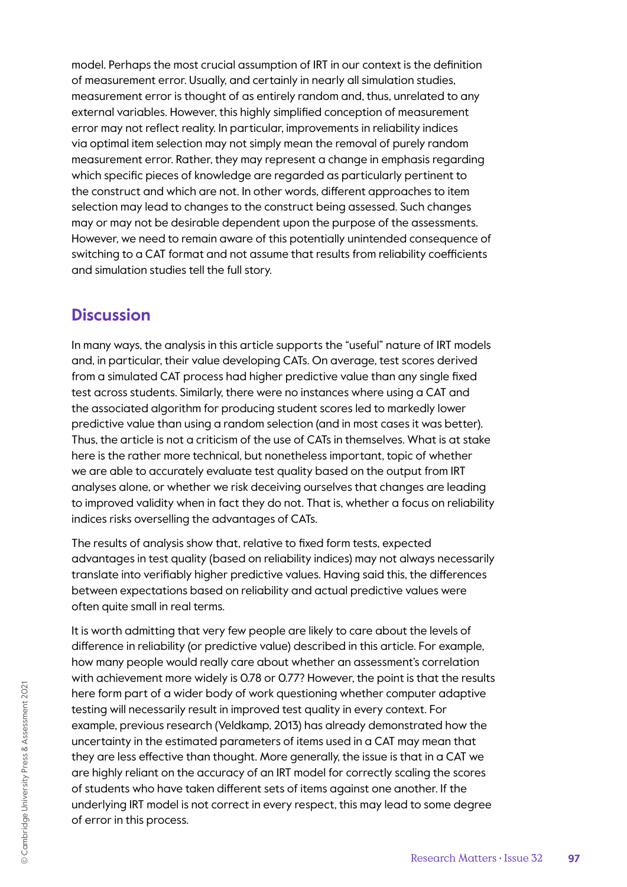model. Perhaps the most crucial assumption of IRT in our context is the definition of measurement error. Usually, and certainly in nearly all simulation studies, measurement error is thought of as entirely random and, thus, unrelated to any external variables. However, this highly simplified conception of measurement error may not reflect reality. In particular, improvements in reliability indices via optimal item selection may not simply mean the removal of purely random measurement error. Rather, they may represent a change in emphasis regarding which specific pieces of knowledge are regarded as particularly pertinent to the construct and which are not. In other words, different approaches to item selection may lead to changes to the construct being assessed. Such changes may or may not be desirable dependent upon the purpose of the assessments. However, we need to remain aware of this potentially unintended consequence of switching to a CAT format and not assume that results from reliability coefficients and simulation studies tell the full story.

## Discussion

In many ways, the analysis in this article supports the "useful" nature of IRT models and, in particular, their value developing CATs. On average, test scores derived from a simulated CAT process had higher predictive value than any single fixed test across students. Similarly, there were no instances where using a CAT and the associated algorithm for producing student scores led to markedly lower predictive value than using a random selection (and in most cases it was better). Thus, the article is not a criticism of the use of CATs in themselves. What is at stake here is the rather more technical, but nonetheless important, topic of whether we are able to accurately evaluate test quality based on the output from IRT analyses alone, or whether we risk deceiving ourselves that changes are leading to improved validity when in fact they do not. That is, whether a focus on reliability indices risks overselling the advantages of CATs.

The results of analysis show that, relative to fixed form tests, expected advantages in test quality (based on reliability indices) may not always necessarily translate into verifiably higher predictive values. Having said this, the differences between expectations based on reliability and actual predictive values were often quite small in real terms.

It is worth admitting that very few people are likely to care about the levels of difference in reliability (or predictive value) described in this article. For example, how many people would really care about whether an assessment's correlation with achievement more widely is 0.78 or 0.77? However, the point is that the results here form part of a wider body of work questioning whether computer adaptive testing will necessarily result in improved test quality in every context. For example, previous research (Veldkamp, 2013) has already demonstrated how the uncertainty in the estimated parameters of items used in a CAT may mean that they are less effective than thought. More generally, the issue is that in a CAT we are highly reliant on the accuracy of an IRT model for correctly scaling the scores of students who have taken different sets of items against one another. If the underlying IRT model is not correct in every respect, this may lead to some degree of error in this process.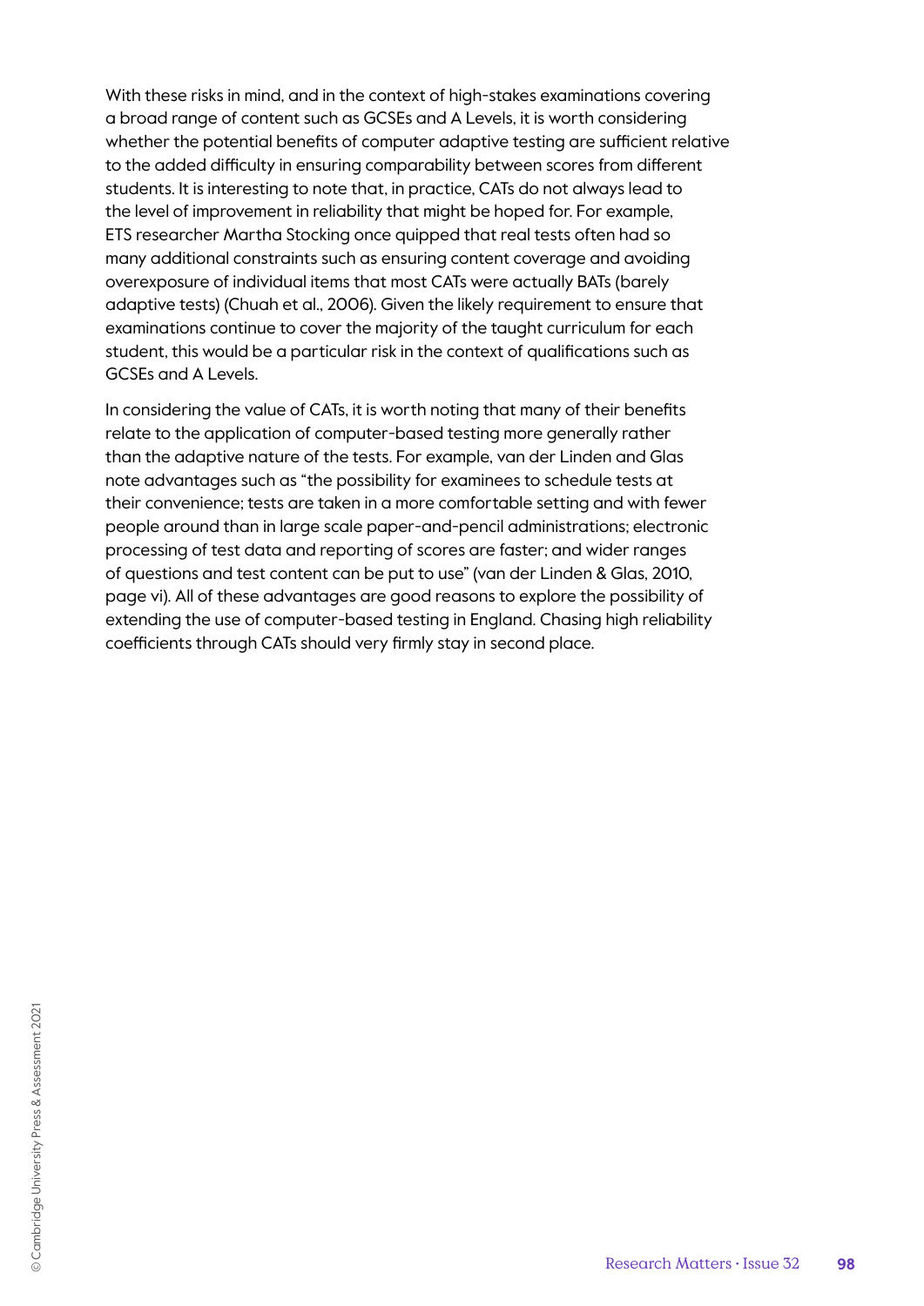With these risks in mind, and in the context of high-stakes examinations covering a broad range of content such as GCSEs and A Levels, it is worth considering whether the potential benefits of computer adaptive testing are sufficient relative to the added difficulty in ensuring comparability between scores from different students. It is interesting to note that, in practice, CATs do not always lead to the level of improvement in reliability that might be hoped for. For example, ETS researcher Martha Stocking once quipped that real tests often had so many additional constraints such as ensuring content coverage and avoiding overexposure of individual items that most CATs were actually BATs (barely adaptive tests) (Chuah et al., 2006). Given the likely requirement to ensure that examinations continue to cover the majority of the taught curriculum for each student, this would be a particular risk in the context of qualifications such as GCSEs and A Levels.

In considering the value of CATs, it is worth noting that many of their benefits relate to the application of computer-based testing more generally rather than the adaptive nature of the tests. For example, van der Linden and Glas note advantages such as "the possibility for examinees to schedule tests at their convenience; tests are taken in a more comfortable setting and with fewer people around than in large scale paper-and-pencil administrations; electronic processing of test data and reporting of scores are faster; and wider ranges of questions and test content can be put to use" (van der Linden & Glas, 2010, page vi). All of these advantages are good reasons to explore the possibility of extending the use of computer-based testing in England. Chasing high reliability coefficients through CATs should very firmly stay in second place.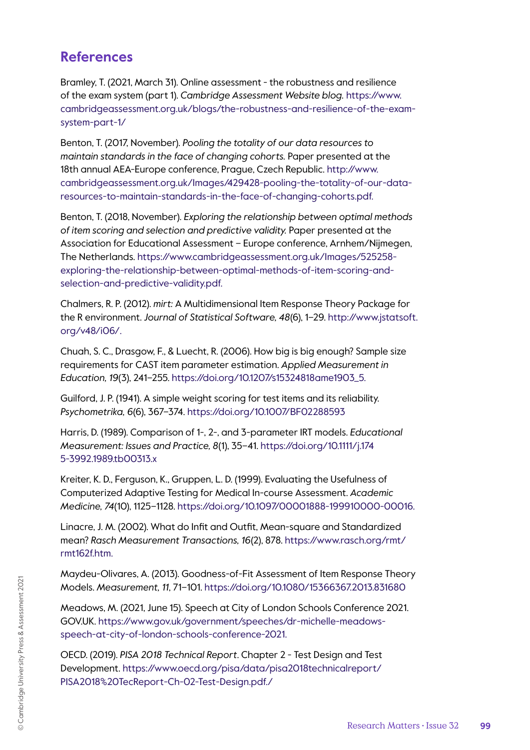## References

Bramley, T. (2021, March 31). Online assessment - the robustness and resilience of the exam system (part 1). *Cambridge Assessment Website blog*. https://www.cambridgeassessment.org.uk/blogs/the-robustness-and-resilience-of-the-exam-system-part-1/

Benton, T. (2017, November). *Pooling the totality of our data resources to maintain standards in the face of changing cohorts.* Paper presented at the 18th annual AEA-Europe conference, Prague, Czech Republic. http://www.cambridgeassessment.org.uk/Images/429428-pooling-the-totality-of-our-data-resources-to-maintain-standards-in-the-face-of-changing-cohorts.pdf.

Benton, T. (2018, November). *Exploring the relationship between optimal methods of item scoring and selection and predictive validity.* Paper presented at the Association for Educational Assessment – Europe conference, Arnhem/Nijmegen, The Netherlands. https://www.cambridgeassessment.org.uk/Images/525258-exploring-the-relationship-between-optimal-methods-of-item-scoring-and-selection-and-predictive-validity.pdf.

Chalmers, R. P. (2012). *mirt:* A Multidimensional Item Response Theory Package for the R environment. *Journal of Statistical Software, 48*(6), 1–29. http://www.jstatsoft.org/v48/i06/.

Chuah, S. C., Drasgow, F., & Luecht, R. (2006). How big is big enough? Sample size requirements for CAST item parameter estimation. *Applied Measurement in Education, 19*(3), 241–255. https://doi.org/10.1207/s15324818ame1903_5.

Guilford, J. P. (1941). A simple weight scoring for test items and its reliability. *Psychometrika, 6*(6), 367–374. https://doi.org/10.1007/BF02288593

Harris, D. (1989). Comparison of 1-, 2-, and 3-parameter IRT models. *Educational Measurement: Issues and Practice, 8*(1), 35–41. https://doi.org/10.1111/j.1745-3992.1989.tb00313.x

Kreiter, K. D., Ferguson, K., Gruppen, L. D. (1999). Evaluating the Usefulness of Computerized Adaptive Testing for Medical In-course Assessment. *Academic Medicine, 74*(10), 1125–1128. https://doi.org/10.1097/00001888-199910000-00016.

Linacre, J. M. (2002). What do Infit and Outfit, Mean-square and Standardized mean? *Rasch Measurement Transactions, 16*(2), 878. https://www.rasch.org/rmt/rmt162f.htm.

Maydeu-Olivares, A. (2013). Goodness-of-Fit Assessment of Item Response Theory Models. *Measurement, 11*, 71–101. https://doi.org/10.1080/15366367.2013.831680

Meadows, M. (2021, June 15). Speech at City of London Schools Conference 2021. GOV.UK. https://www.gov.uk/government/speeches/dr-michelle-meadows-speech-at-city-of-london-schools-conference-2021.

OECD. (2019). *PISA 2018 Technical Report*. Chapter 2 - Test Design and Test Development. https://www.oecd.org/pisa/data/pisa2018technicalreport/PISA2018%20TecReport-Ch-02-Test-Design.pdf./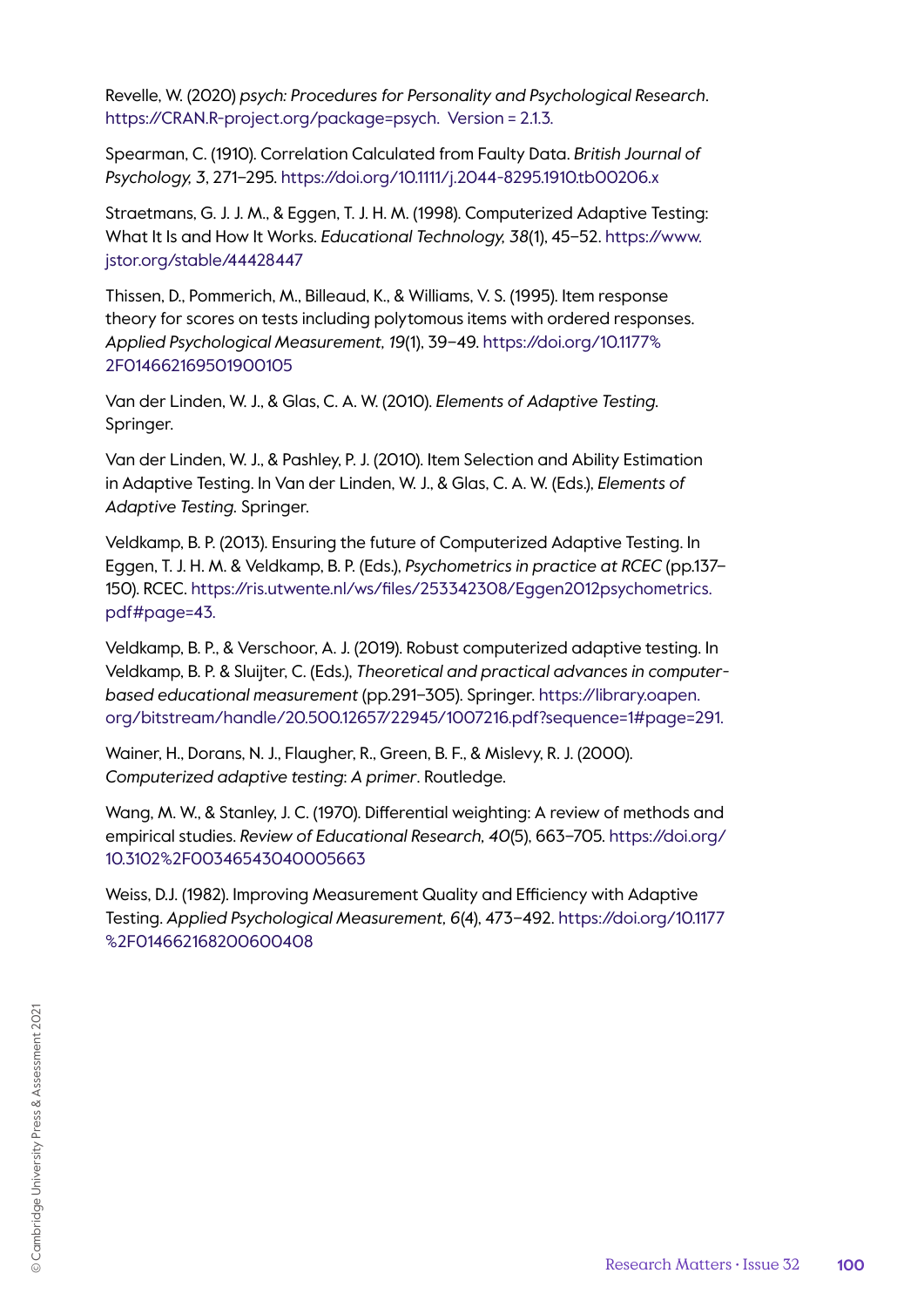Revelle, W. (2020) *psych: Procedures for Personality and Psychological Research*. https://CRAN.R-project.org/package=psych. Version = 2.1.3.

Spearman, C. (1910). Correlation Calculated from Faulty Data. *British Journal of Psychology, 3*, 271–295. https://doi.org/10.1111/j.2044-8295.1910.tb00206.x

Straetmans, G. J. J. M., & Eggen, T. J. H. M. (1998). Computerized Adaptive Testing: What It Is and How It Works. *Educational Technology, 38*(1), 45–52. https://www.jstor.org/stable/44428447

Thissen, D., Pommerich, M., Billeaud, K., & Williams, V. S. (1995). Item response theory for scores on tests including polytomous items with ordered responses. *Applied Psychological Measurement, 19*(1), 39–49. https://doi.org/10.1177%2F014662169501900105

Van der Linden, W. J., & Glas, C. A. W. (2010). *Elements of Adaptive Testing.* Springer.

Van der Linden, W. J., & Pashley, P. J. (2010). Item Selection and Ability Estimation in Adaptive Testing. In Van der Linden, W. J., & Glas, C. A. W. (Eds.), *Elements of Adaptive Testing.* Springer.

Veldkamp, B. P. (2013). Ensuring the future of Computerized Adaptive Testing. In Eggen, T. J. H. M. & Veldkamp, B. P. (Eds.), *Psychometrics in practice at RCEC* (pp.137–150). RCEC. https://ris.utwente.nl/ws/files/253342308/Eggen2012psychometrics.pdf#page=43.

Veldkamp, B. P., & Verschoor, A. J. (2019). Robust computerized adaptive testing. In Veldkamp, B. P. & Sluijter, C. (Eds.), *Theoretical and practical advances in computer-based educational measurement* (pp.291–305). Springer. https://library.oapen.org/bitstream/handle/20.500.12657/22945/1007216.pdf?sequence=1#page=291.

Wainer, H., Dorans, N. J., Flaugher, R., Green, B. F., & Mislevy, R. J. (2000). *Computerized adaptive testing: A primer*. Routledge.

Wang, M. W., & Stanley, J. C. (1970). Differential weighting: A review of methods and empirical studies. *Review of Educational Research, 40*(5), 663–705. https://doi.org/10.3102%2F00346543040005663

Weiss, D.J. (1982). Improving Measurement Quality and Efficiency with Adaptive Testing. *Applied Psychological Measurement, 6*(4), 473–492. https://doi.org/10.1177%2F014662168200600408